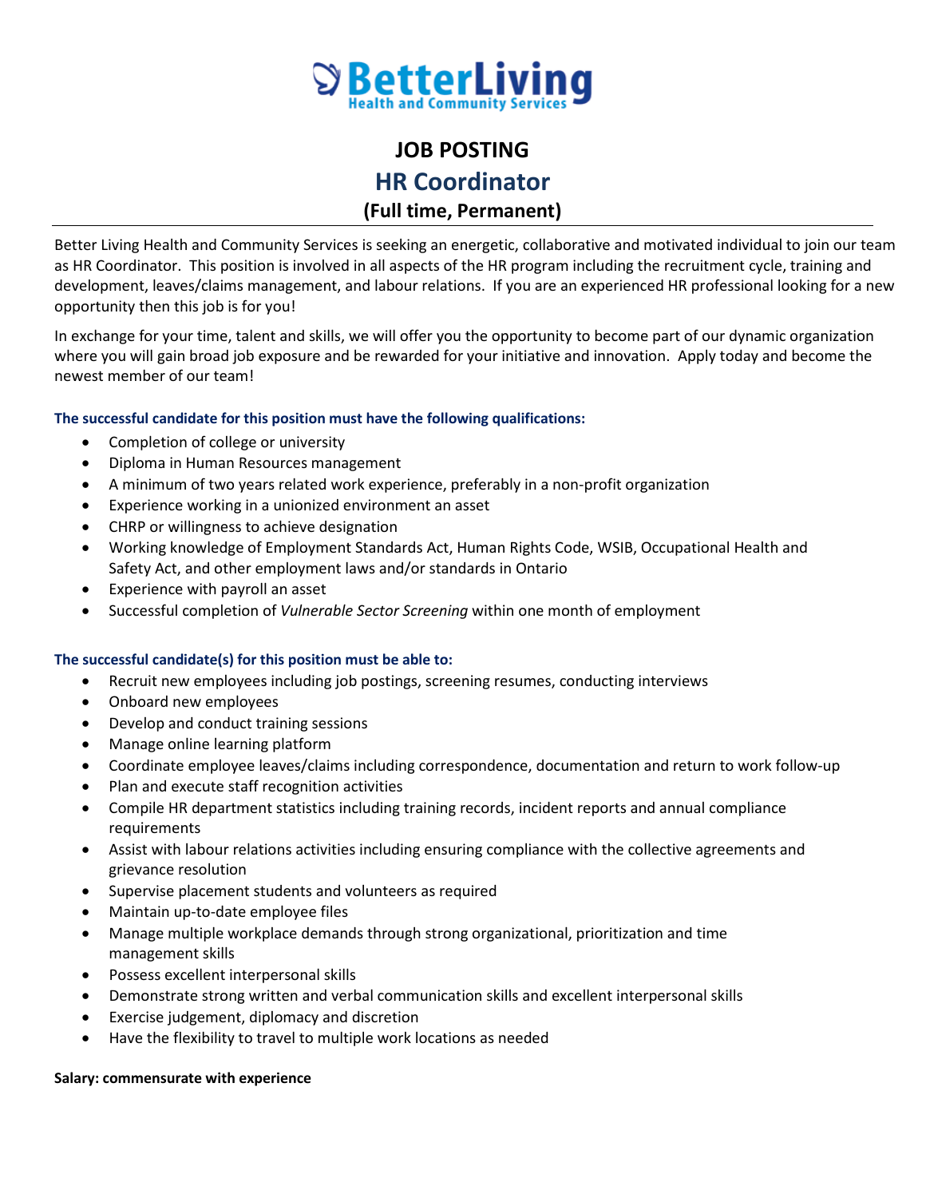# BetterLiving
Health and Community Services

## JOB POSTING

## HR Coordinator

### (Full time, Permanent)

Better Living Health and Community Services is seeking an energetic, collaborative and motivated individual to join our team as HR Coordinator. This position is involved in all aspects of the HR program including the recruitment cycle, training and development, leaves/claims management, and labour relations. If you are an experienced HR professional looking for a new opportunity then this job is for you!

In exchange for your time, talent and skills, we will offer you the opportunity to become part of our dynamic organization where you will gain broad job exposure and be rewarded for your initiative and innovation. Apply today and become the newest member of our team!

**The successful candidate for this position must have the following qualifications:**

- Completion of college or university
- Diploma in Human Resources management
- A minimum of two years related work experience, preferably in a non-profit organization
- Experience working in a unionized environment an asset
- CHRP or willingness to achieve designation
- Working knowledge of Employment Standards Act, Human Rights Code, WSIB, Occupational Health and Safety Act, and other employment laws and/or standards in Ontario
- Experience with payroll an asset
- Successful completion of *Vulnerable Sector Screening* within one month of employment

**The successful candidate(s) for this position must be able to:**

- Recruit new employees including job postings, screening resumes, conducting interviews
- Onboard new employees
- Develop and conduct training sessions
- Manage online learning platform
- Coordinate employee leaves/claims including correspondence, documentation and return to work follow-up
- Plan and execute staff recognition activities
- Compile HR department statistics including training records, incident reports and annual compliance requirements
- Assist with labour relations activities including ensuring compliance with the collective agreements and grievance resolution
- Supervise placement students and volunteers as required
- Maintain up-to-date employee files
- Manage multiple workplace demands through strong organizational, prioritization and time management skills
- Possess excellent interpersonal skills
- Demonstrate strong written and verbal communication skills and excellent interpersonal skills
- Exercise judgement, diplomacy and discretion
- Have the flexibility to travel to multiple work locations as needed

**Salary: commensurate with experience**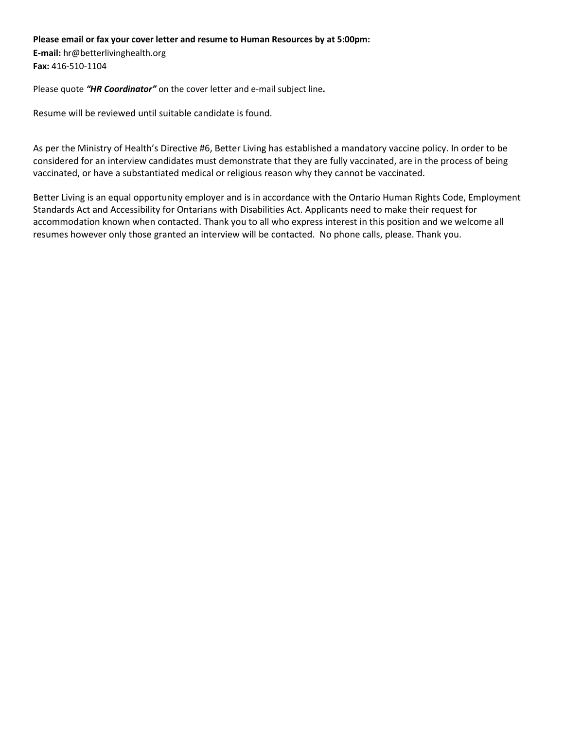**Please email or fax your cover letter and resume to Human Resources by at 5:00pm:**
**E-mail:** hr@betterlivinghealth.org
**Fax:** 416-510-1104

Please quote ***"HR Coordinator"*** on the cover letter and e-mail subject line**.**

Resume will be reviewed until suitable candidate is found.

As per the Ministry of Health's Directive #6, Better Living has established a mandatory vaccine policy. In order to be considered for an interview candidates must demonstrate that they are fully vaccinated, are in the process of being vaccinated, or have a substantiated medical or religious reason why they cannot be vaccinated.

Better Living is an equal opportunity employer and is in accordance with the Ontario Human Rights Code, Employment Standards Act and Accessibility for Ontarians with Disabilities Act. Applicants need to make their request for accommodation known when contacted. Thank you to all who express interest in this position and we welcome all resumes however only those granted an interview will be contacted. No phone calls, please. Thank you.